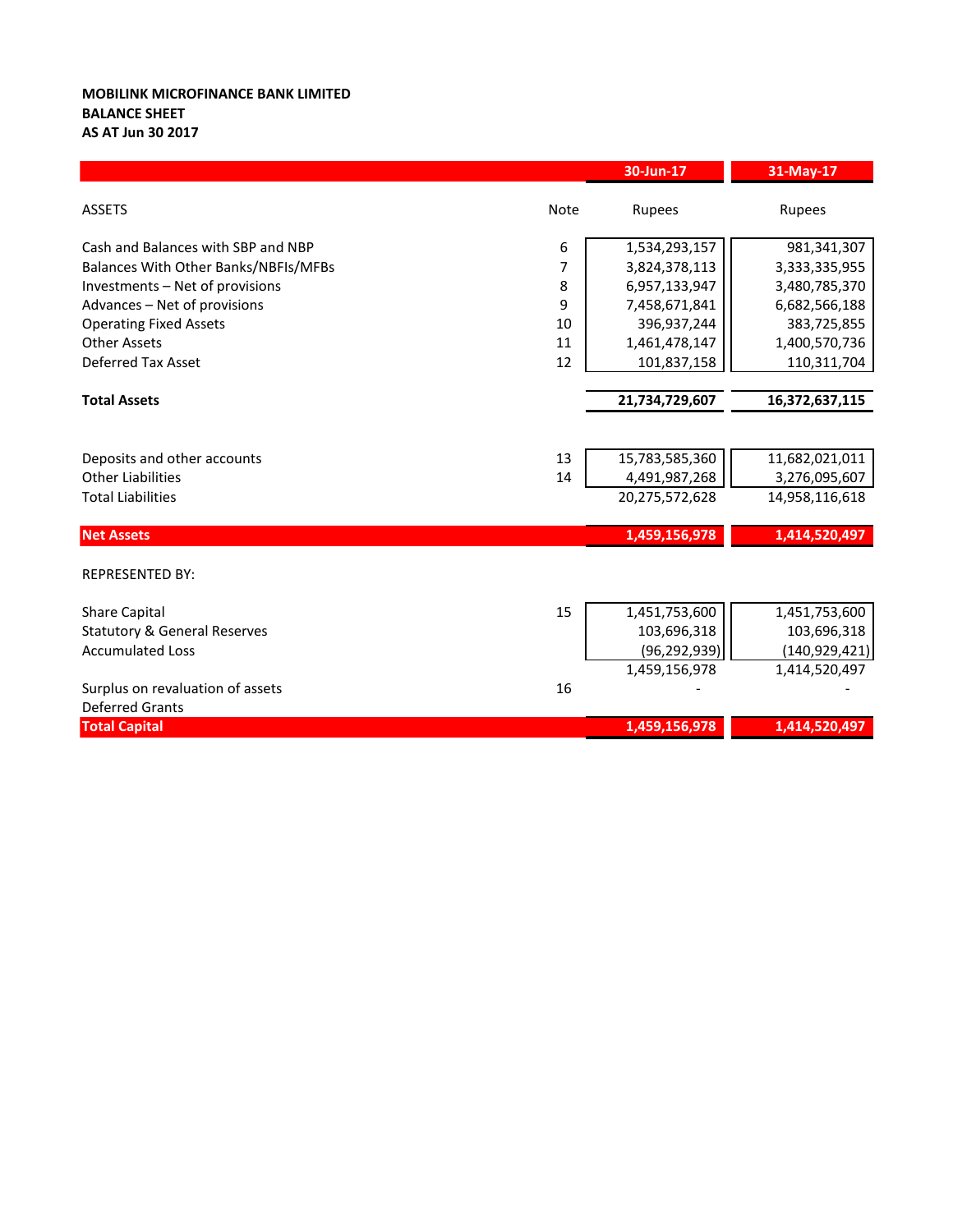**MOBILINK MICROFINANCE BANK LIMITED**
**BALANCE SHEET**
**AS AT Jun 30 2017**

| | Note | 30-Jun-17 | 31-May-17 |
|---|---|---|---|
| ASSETS | | Rupees | Rupees |
| Cash and Balances with SBP and NBP | 6 | 1,534,293,157 | 981,341,307 |
| Balances With Other Banks/NBFIs/MFBs | 7 | 3,824,378,113 | 3,333,335,955 |
| Investments – Net of provisions | 8 | 6,957,133,947 | 3,480,785,370 |
| Advances – Net of provisions | 9 | 7,458,671,841 | 6,682,566,188 |
| Operating Fixed Assets | 10 | 396,937,244 | 383,725,855 |
| Other Assets | 11 | 1,461,478,147 | 1,400,570,736 |
| Deferred Tax Asset | 12 | 101,837,158 | 110,311,704 |
| **Total Assets** | | **21,734,729,607** | **16,372,637,115** |
| Deposits and other accounts | 13 | 15,783,585,360 | 11,682,021,011 |
| Other Liabilities | 14 | 4,491,987,268 | 3,276,095,607 |
| Total Liabilities | | 20,275,572,628 | 14,958,116,618 |
| **Net Assets** | | **1,459,156,978** | **1,414,520,497** |
| REPRESENTED BY: | | | |
| Share Capital | 15 | 1,451,753,600 | 1,451,753,600 |
| Statutory & General Reserves | | 103,696,318 | 103,696,318 |
| Accumulated Loss | | (96,292,939) | (140,929,421) |
| | | 1,459,156,978 | 1,414,520,497 |
| Surplus on revaluation of assets | 16 | - | - |
| Deferred Grants | | | |
| **Total Capital** | | **1,459,156,978** | **1,414,520,497** |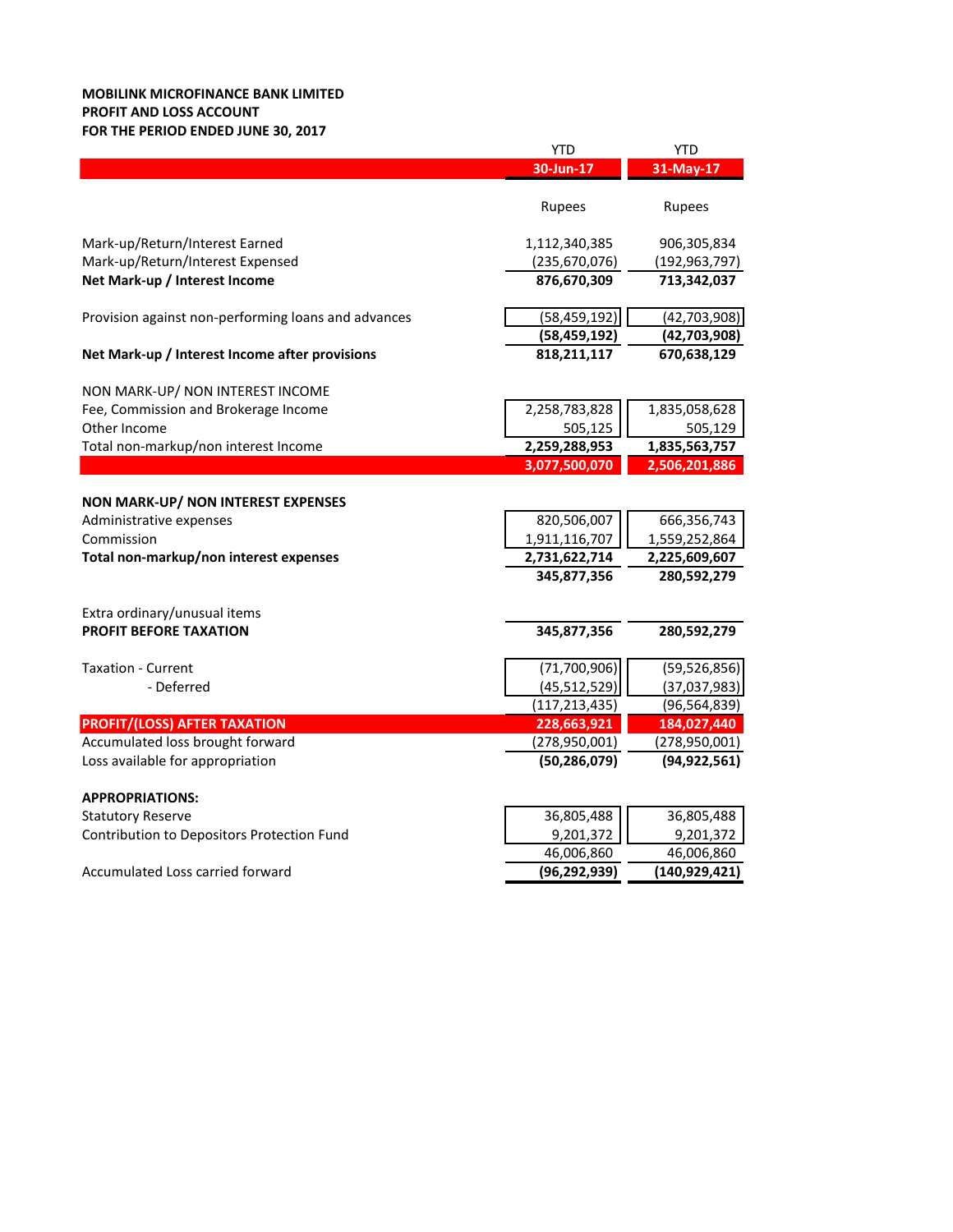**MOBILINK MICROFINANCE BANK LIMITED**
**PROFIT AND LOSS ACCOUNT**
**FOR THE PERIOD ENDED JUNE 30, 2017**

| | YTD | YTD |
|---|---|---|
| | **30-Jun-17** | **31-May-17** |
| | Rupees | Rupees |
| Mark-up/Return/Interest Earned | 1,112,340,385 | 906,305,834 |
| Mark-up/Return/Interest Expensed | (235,670,076) | (192,963,797) |
| **Net Mark-up / Interest Income** | **876,670,309** | **713,342,037** |
| Provision against non-performing loans and advances | (58,459,192) | (42,703,908) |
| | **(58,459,192)** | **(42,703,908)** |
| **Net Mark-up / Interest Income after provisions** | **818,211,117** | **670,638,129** |
| NON MARK-UP/ NON INTEREST INCOME | | |
| Fee, Commission and Brokerage Income | 2,258,783,828 | 1,835,058,628 |
| Other Income | 505,125 | 505,129 |
| Total non-markup/non interest Income | **2,259,288,953** | **1,835,563,757** |
| | **3,077,500,070** | **2,506,201,886** |
| **NON MARK-UP/ NON INTEREST EXPENSES** | | |
| Administrative expenses | 820,506,007 | 666,356,743 |
| Commission | 1,911,116,707 | 1,559,252,864 |
| **Total non-markup/non interest expenses** | **2,731,622,714** | **2,225,609,607** |
| | **345,877,356** | **280,592,279** |
| Extra ordinary/unusual items | | |
| **PROFIT BEFORE TAXATION** | **345,877,356** | **280,592,279** |
| Taxation - Current | (71,700,906) | (59,526,856) |
| - Deferred | (45,512,529) | (37,037,983) |
| | (117,213,435) | (96,564,839) |
| **PROFIT/(LOSS) AFTER TAXATION** | **228,663,921** | **184,027,440** |
| Accumulated loss brought forward | (278,950,001) | (278,950,001) |
| Loss available for appropriation | **(50,286,079)** | **(94,922,561)** |
| **APPROPRIATIONS:** | | |
| Statutory Reserve | 36,805,488 | 36,805,488 |
| Contribution to Depositors Protection Fund | 9,201,372 | 9,201,372 |
| | 46,006,860 | 46,006,860 |
| Accumulated Loss carried forward | **(96,292,939)** | **(140,929,421)** |